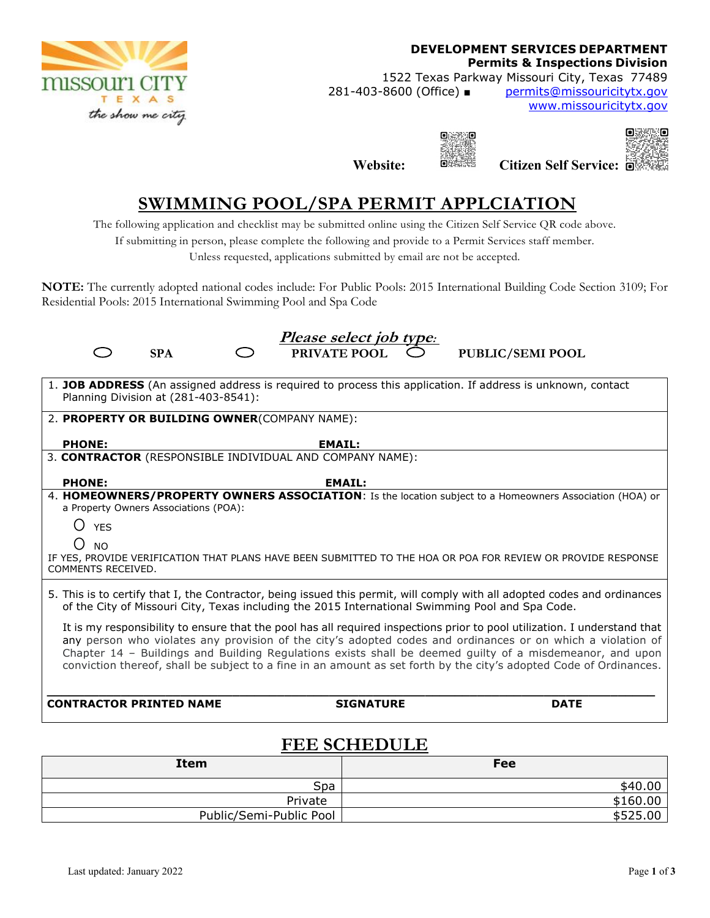**DEVELOPMENT SERVICES DEPARTMENT**
**Permits & Inspections Division**
1522 Texas Parkway Missouri City, Texas 77489
281-403-8600 (Office) ■ permits@missouricitytx.gov
www.missouricitytx.gov

**Website:** **Citizen Self Service:**

# SWIMMING POOL/SPA PERMIT APPLCIATION

The following application and checklist may be submitted online using the Citizen Self Service QR code above.
If submitting in person, please complete the following and provide to a Permit Services staff member.
Unless requested, applications submitted by email are not be accepted.

**NOTE:** The currently adopted national codes include: For Public Pools: 2015 International Building Code Section 3109; For Residential Pools: 2015 International Swimming Pool and Spa Code

***Please select job type:***

○ **SPA** ○ **PRIVATE POOL** ○ **PUBLIC/SEMI POOL**

1. **JOB ADDRESS** (An assigned address is required to process this application. If address is unknown, contact Planning Division at (281-403-8541):

2. **PROPERTY OR BUILDING OWNER**(COMPANY NAME):

   **PHONE:** **EMAIL:**

3. **CONTRACTOR** (RESPONSIBLE INDIVIDUAL AND COMPANY NAME):

   **PHONE:** **EMAIL:**

4. **HOMEOWNERS/PROPERTY OWNERS ASSOCIATION**: Is the location subject to a Homeowners Association (HOA) or a Property Owners Associations (POA):

   O YES

   O NO

IF YES, PROVIDE VERIFICATION THAT PLANS HAVE BEEN SUBMITTED TO THE HOA OR POA FOR REVIEW OR PROVIDE RESPONSE COMMENTS RECEIVED.

5. This is to certify that I, the Contractor, being issued this permit, will comply with all adopted codes and ordinances of the City of Missouri City, Texas including the 2015 International Swimming Pool and Spa Code.

   It is my responsibility to ensure that the pool has all required inspections prior to pool utilization. I understand that any person who violates any provision of the city's adopted codes and ordinances or on which a violation of Chapter 14 – Buildings and Building Regulations exists shall be deemed guilty of a misdemeanor, and upon conviction thereof, shall be subject to a fine in an amount as set forth by the city's adopted Code of Ordinances.

______________________________________________________________________

**CONTRACTOR PRINTED NAME** **SIGNATURE** **DATE**

# FEE SCHEDULE

| Item | Fee |
|---|---|
| Spa | $40.00 |
| Private | $160.00 |
| Public/Semi-Public Pool | $525.00 |

Last updated: January 2022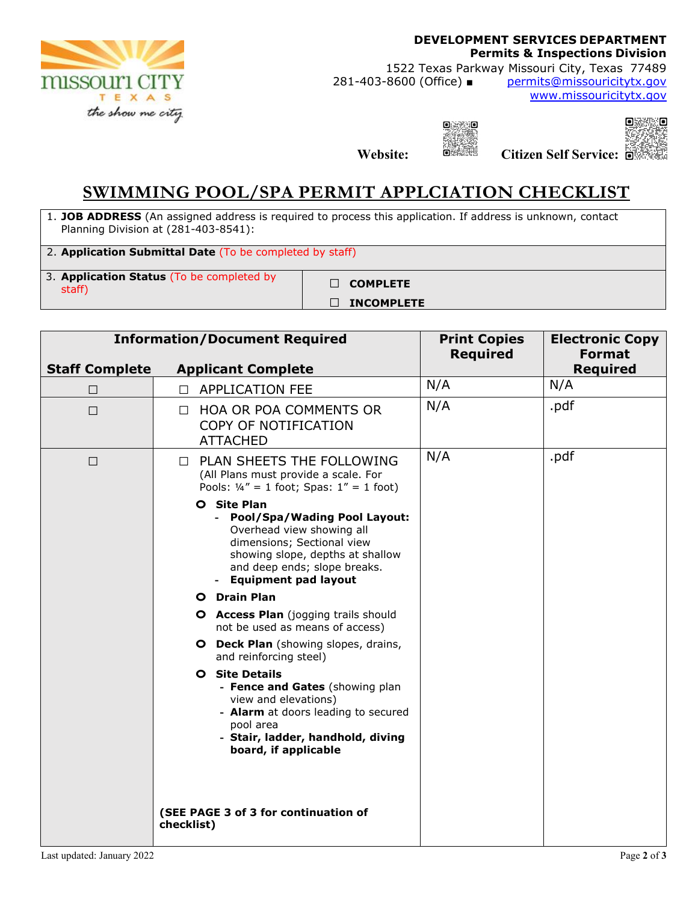**DEVELOPMENT SERVICES DEPARTMENT**
**Permits & Inspections Division**
1522 Texas Parkway Missouri City, Texas 77489
281-403-8600 (Office) ■ permits@missouricitytx.gov
www.missouricitytx.gov

**Website:** **Citizen Self Service:**

# SWIMMING POOL/SPA PERMIT APPLCIATION CHECKLIST

| | |
|---|---|
| 1. **JOB ADDRESS** (An assigned address is required to process this application. If address is unknown, contact Planning Division at (281-403-8541): | |
| 2. **Application Submittal Date** (To be completed by staff) | |
| 3. **Application Status** (To be completed by staff) | ☐ **COMPLETE**<br>☐ **INCOMPLETE** |

| **Information/Document Required** | | **Print Copies Required** | **Electronic Copy Format Required** |
|---|---|---|---|
| **Staff Complete** | **Applicant Complete** | | |
| ☐ | ☐ APPLICATION FEE | N/A | N/A |
| ☐ | ☐ HOA OR POA COMMENTS OR COPY OF NOTIFICATION ATTACHED | N/A | .pdf |
| ☐ | ☐ PLAN SHEETS THE FOLLOWING (All Plans must provide a scale. For Pools: ¼" = 1 foot; Spas: 1" = 1 foot)<br>○ **Site Plan**<br>- **Pool/Spa/Wading Pool Layout:** Overhead view showing all dimensions; Sectional view showing slope, depths at shallow and deep ends; slope breaks.<br>- **Equipment pad layout**<br>○ **Drain Plan**<br>○ **Access Plan** (jogging trails should not be used as means of access)<br>○ **Deck Plan** (showing slopes, drains, and reinforcing steel)<br>○ **Site Details**<br>- **Fence and Gates** (showing plan view and elevations)<br>- **Alarm** at doors leading to secured pool area<br>- **Stair, ladder, handhold, diving board, if applicable**<br><br>**(SEE PAGE 3 of 3 for continuation of checklist)** | N/A | .pdf |

Last updated: January 2022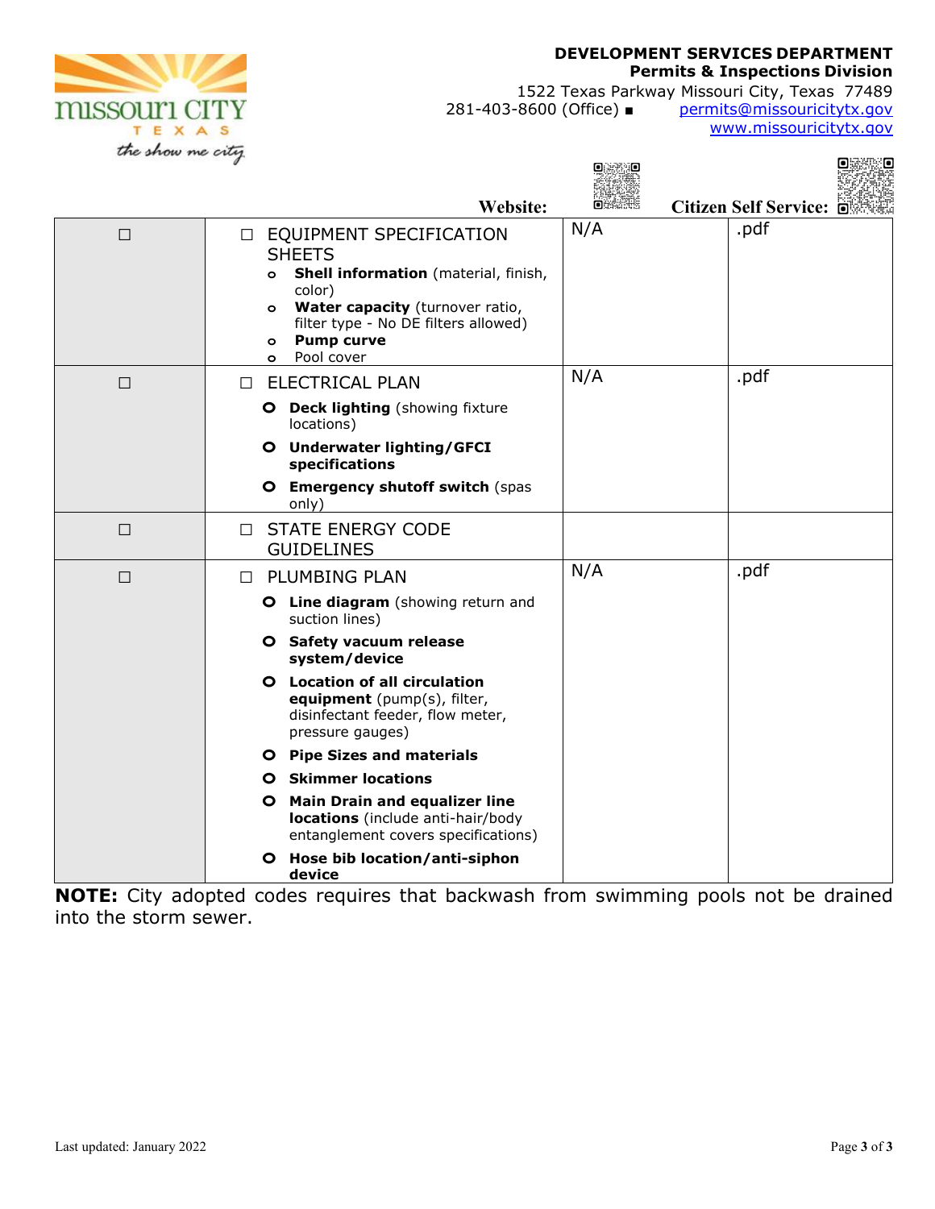**DEVELOPMENT SERVICES DEPARTMENT**
**Permits & Inspections Division**
1522 Texas Parkway Missouri City, Texas 77489
281-403-8600 (Office) ▪ permits@missouricitytx.gov
www.missouricitytx.gov

| | | Website: | Citizen Self Service: |
|---|---|---|---|
| ☐ | ☐ EQUIPMENT SPECIFICATION SHEETS<br>○ **Shell information** (material, finish, color)<br>○ **Water capacity** (turnover ratio, filter type - No DE filters allowed)<br>○ **Pump curve**<br>○ Pool cover | N/A | .pdf |
| ☐ | ☐ ELECTRICAL PLAN<br>○ **Deck lighting** (showing fixture locations)<br>○ **Underwater lighting/GFCI specifications**<br>○ **Emergency shutoff switch** (spas only) | N/A | .pdf |
| ☐ | ☐ STATE ENERGY CODE GUIDELINES | | |
| ☐ | ☐ PLUMBING PLAN<br>○ **Line diagram** (showing return and suction lines)<br>○ **Safety vacuum release system/device**<br>○ **Location of all circulation equipment** (pump(s), filter, disinfectant feeder, flow meter, pressure gauges)<br>○ **Pipe Sizes and materials**<br>○ **Skimmer locations**<br>○ **Main Drain and equalizer line locations** (include anti-hair/body entanglement covers specifications)<br>○ **Hose bib location/anti-siphon device** | N/A | .pdf |

**NOTE:** City adopted codes requires that backwash from swimming pools not be drained into the storm sewer.

Last updated: January 2022